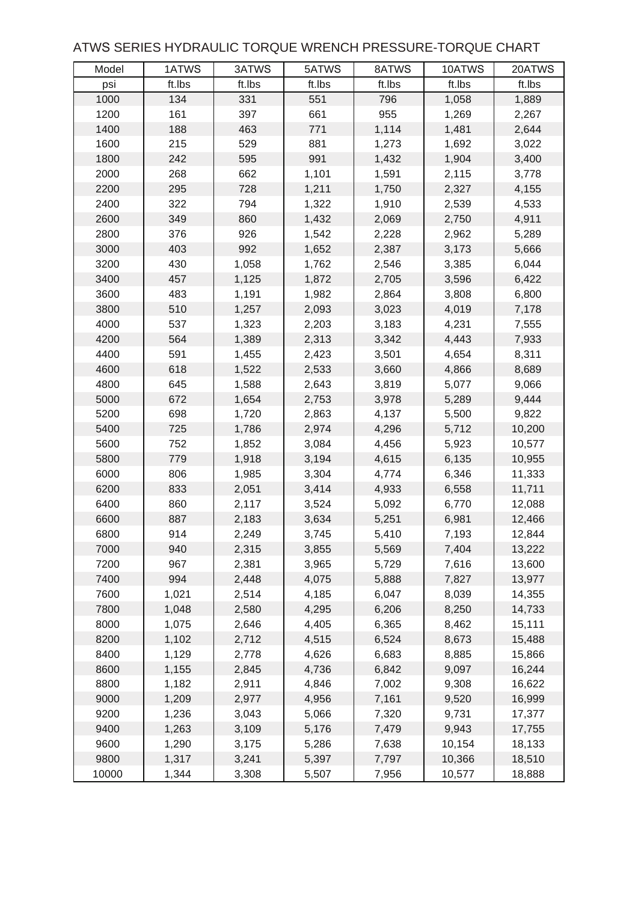# ATWS SERIES HYDRAULIC TORQUE WRENCH PRESSURE-TORQUE CHART

| Model | 1ATWS | 3ATWS | 5ATWS | 8ATWS | 10ATWS | 20ATWS |
|---|---|---|---|---|---|---|
| psi | ft.lbs | ft.lbs | ft.lbs | ft.lbs | ft.lbs | ft.lbs |
| 1000 | 134 | 331 | 551 | 796 | 1,058 | 1,889 |
| 1200 | 161 | 397 | 661 | 955 | 1,269 | 2,267 |
| 1400 | 188 | 463 | 771 | 1,114 | 1,481 | 2,644 |
| 1600 | 215 | 529 | 881 | 1,273 | 1,692 | 3,022 |
| 1800 | 242 | 595 | 991 | 1,432 | 1,904 | 3,400 |
| 2000 | 268 | 662 | 1,101 | 1,591 | 2,115 | 3,778 |
| 2200 | 295 | 728 | 1,211 | 1,750 | 2,327 | 4,155 |
| 2400 | 322 | 794 | 1,322 | 1,910 | 2,539 | 4,533 |
| 2600 | 349 | 860 | 1,432 | 2,069 | 2,750 | 4,911 |
| 2800 | 376 | 926 | 1,542 | 2,228 | 2,962 | 5,289 |
| 3000 | 403 | 992 | 1,652 | 2,387 | 3,173 | 5,666 |
| 3200 | 430 | 1,058 | 1,762 | 2,546 | 3,385 | 6,044 |
| 3400 | 457 | 1,125 | 1,872 | 2,705 | 3,596 | 6,422 |
| 3600 | 483 | 1,191 | 1,982 | 2,864 | 3,808 | 6,800 |
| 3800 | 510 | 1,257 | 2,093 | 3,023 | 4,019 | 7,178 |
| 4000 | 537 | 1,323 | 2,203 | 3,183 | 4,231 | 7,555 |
| 4200 | 564 | 1,389 | 2,313 | 3,342 | 4,443 | 7,933 |
| 4400 | 591 | 1,455 | 2,423 | 3,501 | 4,654 | 8,311 |
| 4600 | 618 | 1,522 | 2,533 | 3,660 | 4,866 | 8,689 |
| 4800 | 645 | 1,588 | 2,643 | 3,819 | 5,077 | 9,066 |
| 5000 | 672 | 1,654 | 2,753 | 3,978 | 5,289 | 9,444 |
| 5200 | 698 | 1,720 | 2,863 | 4,137 | 5,500 | 9,822 |
| 5400 | 725 | 1,786 | 2,974 | 4,296 | 5,712 | 10,200 |
| 5600 | 752 | 1,852 | 3,084 | 4,456 | 5,923 | 10,577 |
| 5800 | 779 | 1,918 | 3,194 | 4,615 | 6,135 | 10,955 |
| 6000 | 806 | 1,985 | 3,304 | 4,774 | 6,346 | 11,333 |
| 6200 | 833 | 2,051 | 3,414 | 4,933 | 6,558 | 11,711 |
| 6400 | 860 | 2,117 | 3,524 | 5,092 | 6,770 | 12,088 |
| 6600 | 887 | 2,183 | 3,634 | 5,251 | 6,981 | 12,466 |
| 6800 | 914 | 2,249 | 3,745 | 5,410 | 7,193 | 12,844 |
| 7000 | 940 | 2,315 | 3,855 | 5,569 | 7,404 | 13,222 |
| 7200 | 967 | 2,381 | 3,965 | 5,729 | 7,616 | 13,600 |
| 7400 | 994 | 2,448 | 4,075 | 5,888 | 7,827 | 13,977 |
| 7600 | 1,021 | 2,514 | 4,185 | 6,047 | 8,039 | 14,355 |
| 7800 | 1,048 | 2,580 | 4,295 | 6,206 | 8,250 | 14,733 |
| 8000 | 1,075 | 2,646 | 4,405 | 6,365 | 8,462 | 15,111 |
| 8200 | 1,102 | 2,712 | 4,515 | 6,524 | 8,673 | 15,488 |
| 8400 | 1,129 | 2,778 | 4,626 | 6,683 | 8,885 | 15,866 |
| 8600 | 1,155 | 2,845 | 4,736 | 6,842 | 9,097 | 16,244 |
| 8800 | 1,182 | 2,911 | 4,846 | 7,002 | 9,308 | 16,622 |
| 9000 | 1,209 | 2,977 | 4,956 | 7,161 | 9,520 | 16,999 |
| 9200 | 1,236 | 3,043 | 5,066 | 7,320 | 9,731 | 17,377 |
| 9400 | 1,263 | 3,109 | 5,176 | 7,479 | 9,943 | 17,755 |
| 9600 | 1,290 | 3,175 | 5,286 | 7,638 | 10,154 | 18,133 |
| 9800 | 1,317 | 3,241 | 5,397 | 7,797 | 10,366 | 18,510 |
| 10000 | 1,344 | 3,308 | 5,507 | 7,956 | 10,577 | 18,888 |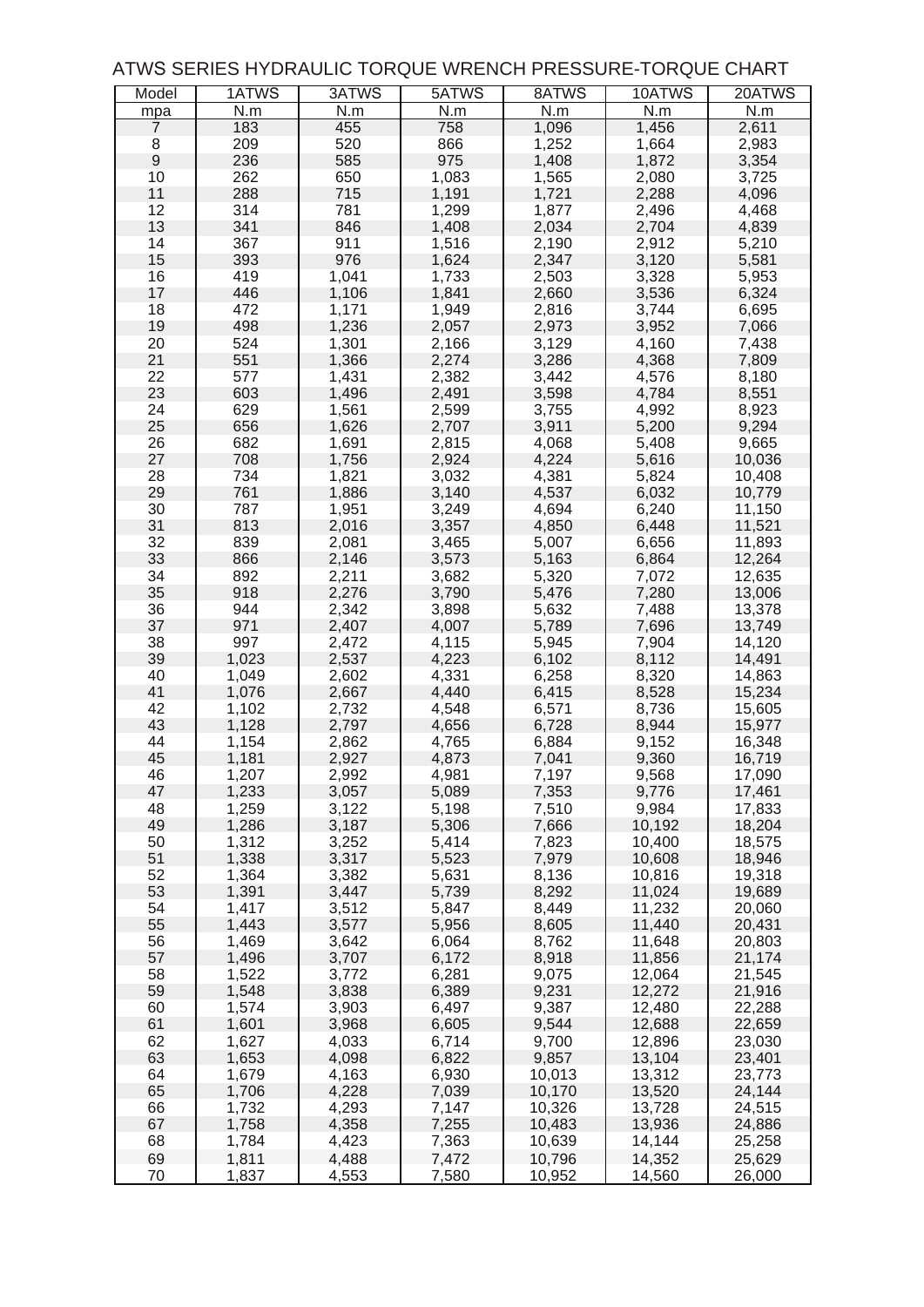# ATWS SERIES HYDRAULIC TORQUE WRENCH PRESSURE-TORQUE CHART

| Model | 1ATWS | 3ATWS | 5ATWS | 8ATWS | 10ATWS | 20ATWS |
|---|---|---|---|---|---|---|
| mpa | N.m | N.m | N.m | N.m | N.m | N.m |
| 7 | 183 | 455 | 758 | 1,096 | 1,456 | 2,611 |
| 8 | 209 | 520 | 866 | 1,252 | 1,664 | 2,983 |
| 9 | 236 | 585 | 975 | 1,408 | 1,872 | 3,354 |
| 10 | 262 | 650 | 1,083 | 1,565 | 2,080 | 3,725 |
| 11 | 288 | 715 | 1,191 | 1,721 | 2,288 | 4,096 |
| 12 | 314 | 781 | 1,299 | 1,877 | 2,496 | 4,468 |
| 13 | 341 | 846 | 1,408 | 2,034 | 2,704 | 4,839 |
| 14 | 367 | 911 | 1,516 | 2,190 | 2,912 | 5,210 |
| 15 | 393 | 976 | 1,624 | 2,347 | 3,120 | 5,581 |
| 16 | 419 | 1,041 | 1,733 | 2,503 | 3,328 | 5,953 |
| 17 | 446 | 1,106 | 1,841 | 2,660 | 3,536 | 6,324 |
| 18 | 472 | 1,171 | 1,949 | 2,816 | 3,744 | 6,695 |
| 19 | 498 | 1,236 | 2,057 | 2,973 | 3,952 | 7,066 |
| 20 | 524 | 1,301 | 2,166 | 3,129 | 4,160 | 7,438 |
| 21 | 551 | 1,366 | 2,274 | 3,286 | 4,368 | 7,809 |
| 22 | 577 | 1,431 | 2,382 | 3,442 | 4,576 | 8,180 |
| 23 | 603 | 1,496 | 2,491 | 3,598 | 4,784 | 8,551 |
| 24 | 629 | 1,561 | 2,599 | 3,755 | 4,992 | 8,923 |
| 25 | 656 | 1,626 | 2,707 | 3,911 | 5,200 | 9,294 |
| 26 | 682 | 1,691 | 2,815 | 4,068 | 5,408 | 9,665 |
| 27 | 708 | 1,756 | 2,924 | 4,224 | 5,616 | 10,036 |
| 28 | 734 | 1,821 | 3,032 | 4,381 | 5,824 | 10,408 |
| 29 | 761 | 1,886 | 3,140 | 4,537 | 6,032 | 10,779 |
| 30 | 787 | 1,951 | 3,249 | 4,694 | 6,240 | 11,150 |
| 31 | 813 | 2,016 | 3,357 | 4,850 | 6,448 | 11,521 |
| 32 | 839 | 2,081 | 3,465 | 5,007 | 6,656 | 11,893 |
| 33 | 866 | 2,146 | 3,573 | 5,163 | 6,864 | 12,264 |
| 34 | 892 | 2,211 | 3,682 | 5,320 | 7,072 | 12,635 |
| 35 | 918 | 2,276 | 3,790 | 5,476 | 7,280 | 13,006 |
| 36 | 944 | 2,342 | 3,898 | 5,632 | 7,488 | 13,378 |
| 37 | 971 | 2,407 | 4,007 | 5,789 | 7,696 | 13,749 |
| 38 | 997 | 2,472 | 4,115 | 5,945 | 7,904 | 14,120 |
| 39 | 1,023 | 2,537 | 4,223 | 6,102 | 8,112 | 14,491 |
| 40 | 1,049 | 2,602 | 4,331 | 6,258 | 8,320 | 14,863 |
| 41 | 1,076 | 2,667 | 4,440 | 6,415 | 8,528 | 15,234 |
| 42 | 1,102 | 2,732 | 4,548 | 6,571 | 8,736 | 15,605 |
| 43 | 1,128 | 2,797 | 4,656 | 6,728 | 8,944 | 15,977 |
| 44 | 1,154 | 2,862 | 4,765 | 6,884 | 9,152 | 16,348 |
| 45 | 1,181 | 2,927 | 4,873 | 7,041 | 9,360 | 16,719 |
| 46 | 1,207 | 2,992 | 4,981 | 7,197 | 9,568 | 17,090 |
| 47 | 1,233 | 3,057 | 5,089 | 7,353 | 9,776 | 17,461 |
| 48 | 1,259 | 3,122 | 5,198 | 7,510 | 9,984 | 17,833 |
| 49 | 1,286 | 3,187 | 5,306 | 7,666 | 10,192 | 18,204 |
| 50 | 1,312 | 3,252 | 5,414 | 7,823 | 10,400 | 18,575 |
| 51 | 1,338 | 3,317 | 5,523 | 7,979 | 10,608 | 18,946 |
| 52 | 1,364 | 3,382 | 5,631 | 8,136 | 10,816 | 19,318 |
| 53 | 1,391 | 3,447 | 5,739 | 8,292 | 11,024 | 19,689 |
| 54 | 1,417 | 3,512 | 5,847 | 8,449 | 11,232 | 20,060 |
| 55 | 1,443 | 3,577 | 5,956 | 8,605 | 11,440 | 20,431 |
| 56 | 1,469 | 3,642 | 6,064 | 8,762 | 11,648 | 20,803 |
| 57 | 1,496 | 3,707 | 6,172 | 8,918 | 11,856 | 21,174 |
| 58 | 1,522 | 3,772 | 6,281 | 9,075 | 12,064 | 21,545 |
| 59 | 1,548 | 3,838 | 6,389 | 9,231 | 12,272 | 21,916 |
| 60 | 1,574 | 3,903 | 6,497 | 9,387 | 12,480 | 22,288 |
| 61 | 1,601 | 3,968 | 6,605 | 9,544 | 12,688 | 22,659 |
| 62 | 1,627 | 4,033 | 6,714 | 9,700 | 12,896 | 23,030 |
| 63 | 1,653 | 4,098 | 6,822 | 9,857 | 13,104 | 23,401 |
| 64 | 1,679 | 4,163 | 6,930 | 10,013 | 13,312 | 23,773 |
| 65 | 1,706 | 4,228 | 7,039 | 10,170 | 13,520 | 24,144 |
| 66 | 1,732 | 4,293 | 7,147 | 10,326 | 13,728 | 24,515 |
| 67 | 1,758 | 4,358 | 7,255 | 10,483 | 13,936 | 24,886 |
| 68 | 1,784 | 4,423 | 7,363 | 10,639 | 14,144 | 25,258 |
| 69 | 1,811 | 4,488 | 7,472 | 10,796 | 14,352 | 25,629 |
| 70 | 1,837 | 4,553 | 7,580 | 10,952 | 14,560 | 26,000 |